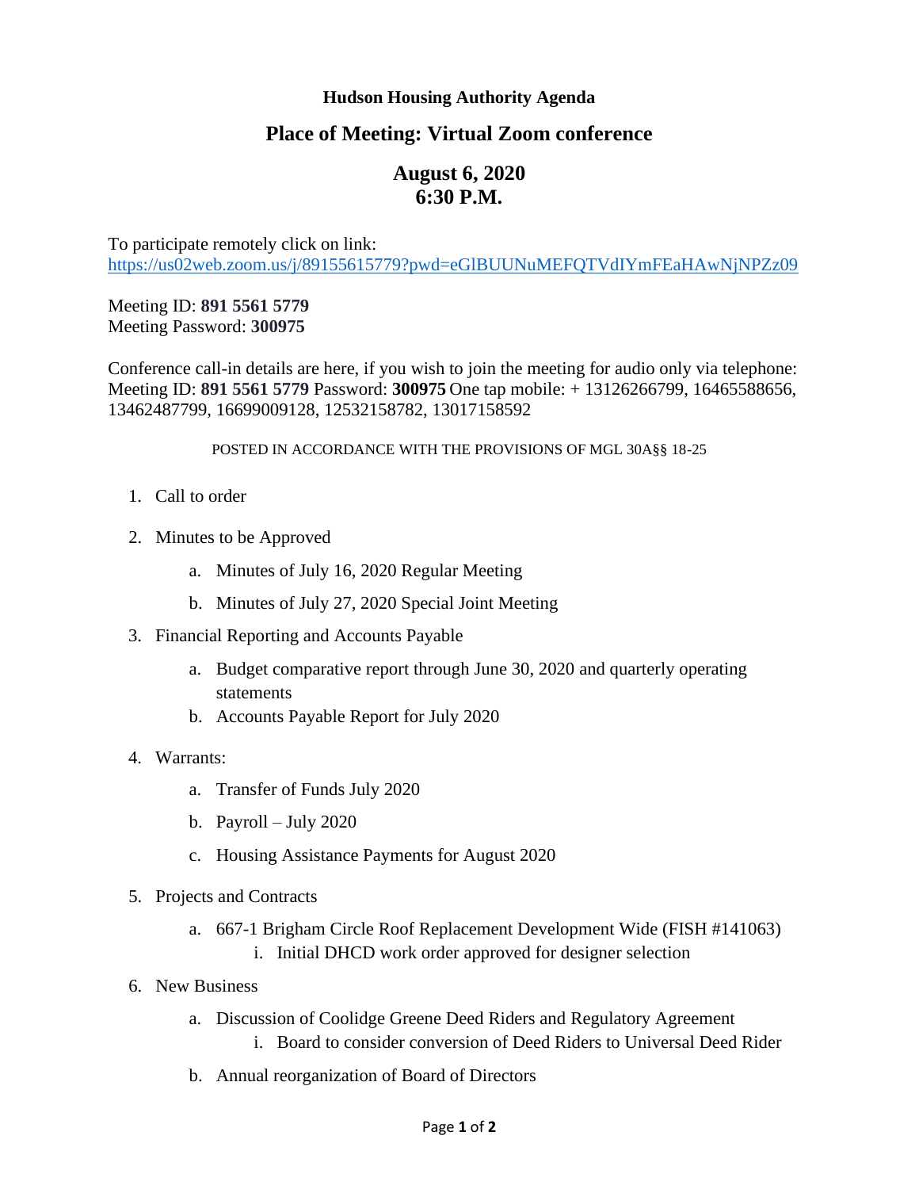**Hudson Housing Authority Agenda**

## Place of Meeting: Virtual Zoom conference

## August 6, 2020
## 6:30 P.M.

To participate remotely click on link:
https://us02web.zoom.us/j/89155615779?pwd=eGlBUUNuMEFQTVdIYmFEaHAwNjNPZz09

Meeting ID: **891 5561 5779**
Meeting Password: **300975**

Conference call-in details are here, if you wish to join the meeting for audio only via telephone: Meeting ID: **891 5561 5779** Password: **300975** One tap mobile: + 13126266799, 16465588656, 13462487799, 16699009128, 12532158782, 13017158592

POSTED IN ACCORDANCE WITH THE PROVISIONS OF MGL 30A§§ 18-25

1. Call to order

2. Minutes to be Approved

   a. Minutes of July 16, 2020 Regular Meeting

   b. Minutes of July 27, 2020 Special Joint Meeting

3. Financial Reporting and Accounts Payable

   a. Budget comparative report through June 30, 2020 and quarterly operating statements

   b. Accounts Payable Report for July 2020

4. Warrants:

   a. Transfer of Funds July 2020

   b. Payroll – July 2020

   c. Housing Assistance Payments for August 2020

5. Projects and Contracts

   a. 667-1 Brigham Circle Roof Replacement Development Wide (FISH #141063)
      i. Initial DHCD work order approved for designer selection

6. New Business

   a. Discussion of Coolidge Greene Deed Riders and Regulatory Agreement
      i. Board to consider conversion of Deed Riders to Universal Deed Rider

   b. Annual reorganization of Board of Directors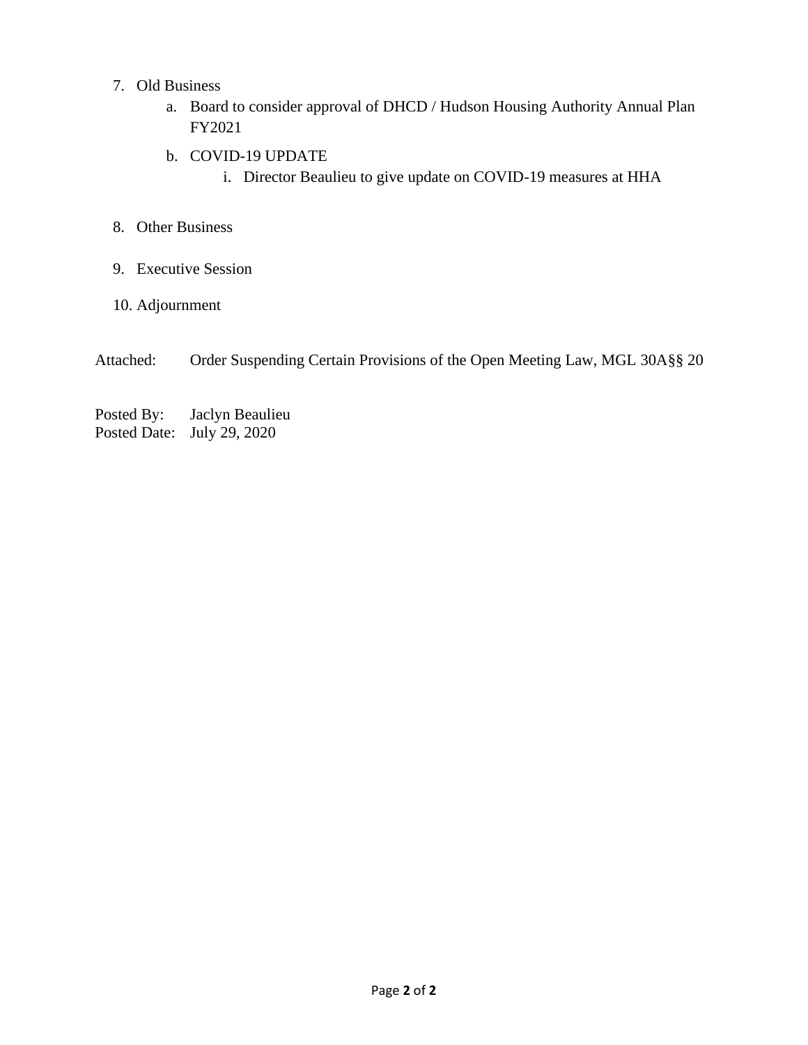7. Old Business
    a. Board to consider approval of DHCD / Hudson Housing Authority Annual Plan FY2021
    b. COVID-19 UPDATE
        i. Director Beaulieu to give update on COVID-19 measures at HHA

8. Other Business

9. Executive Session

10. Adjournment

Attached: Order Suspending Certain Provisions of the Open Meeting Law, MGL 30A§§ 20

Posted By: Jaclyn Beaulieu
Posted Date: July 29, 2020